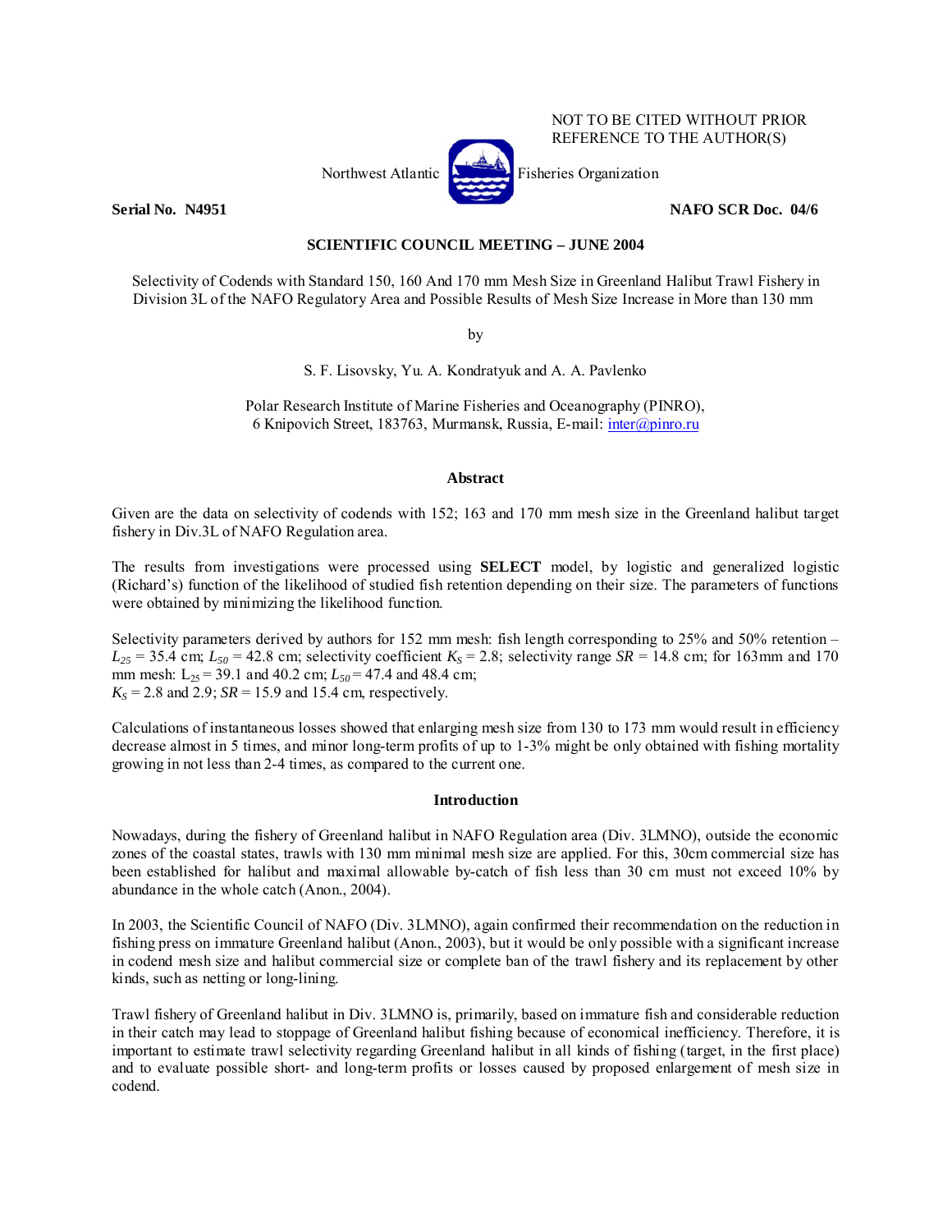NOT TO BE CITED WITHOUT PRIOR REFERENCE TO THE AUTHOR(S)

Northwest Atlantic Fisheries Organization

**Serial No. N4951** **NAFO SCR Doc. 04/6**

**SCIENTIFIC COUNCIL MEETING – JUNE 2004**

Selectivity of Codends with Standard 150, 160 And 170 mm Mesh Size in Greenland Halibut Trawl Fishery in Division 3L of the NAFO Regulatory Area and Possible Results of Mesh Size Increase in More than 130 mm

by

S. F. Lisovsky, Yu. A. Kondratyuk and A. A. Pavlenko

Polar Research Institute of Marine Fisheries and Oceanography (PINRO), 6 Knipovich Street, 183763, Murmansk, Russia, E-mail: inter@pinro.ru

## Abstract

Given are the data on selectivity of codends with 152; 163 and 170 mm mesh size in the Greenland halibut target fishery in Div.3L of NAFO Regulation area.

The results from investigations were processed using **SELECT** model, by logistic and generalized logistic (Richard's) function of the likelihood of studied fish retention depending on their size. The parameters of functions were obtained by minimizing the likelihood function.

Selectivity parameters derived by authors for 152 mm mesh: fish length corresponding to 25% and 50% retention – $L_{25}$ = 35.4 cm; $L_{50}$ = 42.8 cm; selectivity coefficient $K_S$ = 2.8; selectivity range *SR* = 14.8 cm; for 163mm and 170 mm mesh: $L_{25}$ = 39.1 and 40.2 cm; $L_{50}$ = 47.4 and 48.4 cm; $K_S$ = 2.8 and 2.9; *SR* = 15.9 and 15.4 cm, respectively.

Calculations of instantaneous losses showed that enlarging mesh size from 130 to 173 mm would result in efficiency decrease almost in 5 times, and minor long-term profits of up to 1-3% might be only obtained with fishing mortality growing in not less than 2-4 times, as compared to the current one.

## Introduction

Nowadays, during the fishery of Greenland halibut in NAFO Regulation area (Div. 3LMNO), outside the economic zones of the coastal states, trawls with 130 mm minimal mesh size are applied. For this, 30cm commercial size has been established for halibut and maximal allowable by-catch of fish less than 30 cm must not exceed 10% by abundance in the whole catch (Anon., 2004).

In 2003, the Scientific Council of NAFO (Div. 3LMNO), again confirmed their recommendation on the reduction in fishing press on immature Greenland halibut (Anon., 2003), but it would be only possible with a significant increase in codend mesh size and halibut commercial size or complete ban of the trawl fishery and its replacement by other kinds, such as netting or long-lining.

Trawl fishery of Greenland halibut in Div. 3LMNO is, primarily, based on immature fish and considerable reduction in their catch may lead to stoppage of Greenland halibut fishing because of economical inefficiency. Therefore, it is important to estimate trawl selectivity regarding Greenland halibut in all kinds of fishing (target, in the first place) and to evaluate possible short- and long-term profits or losses caused by proposed enlargement of mesh size in codend.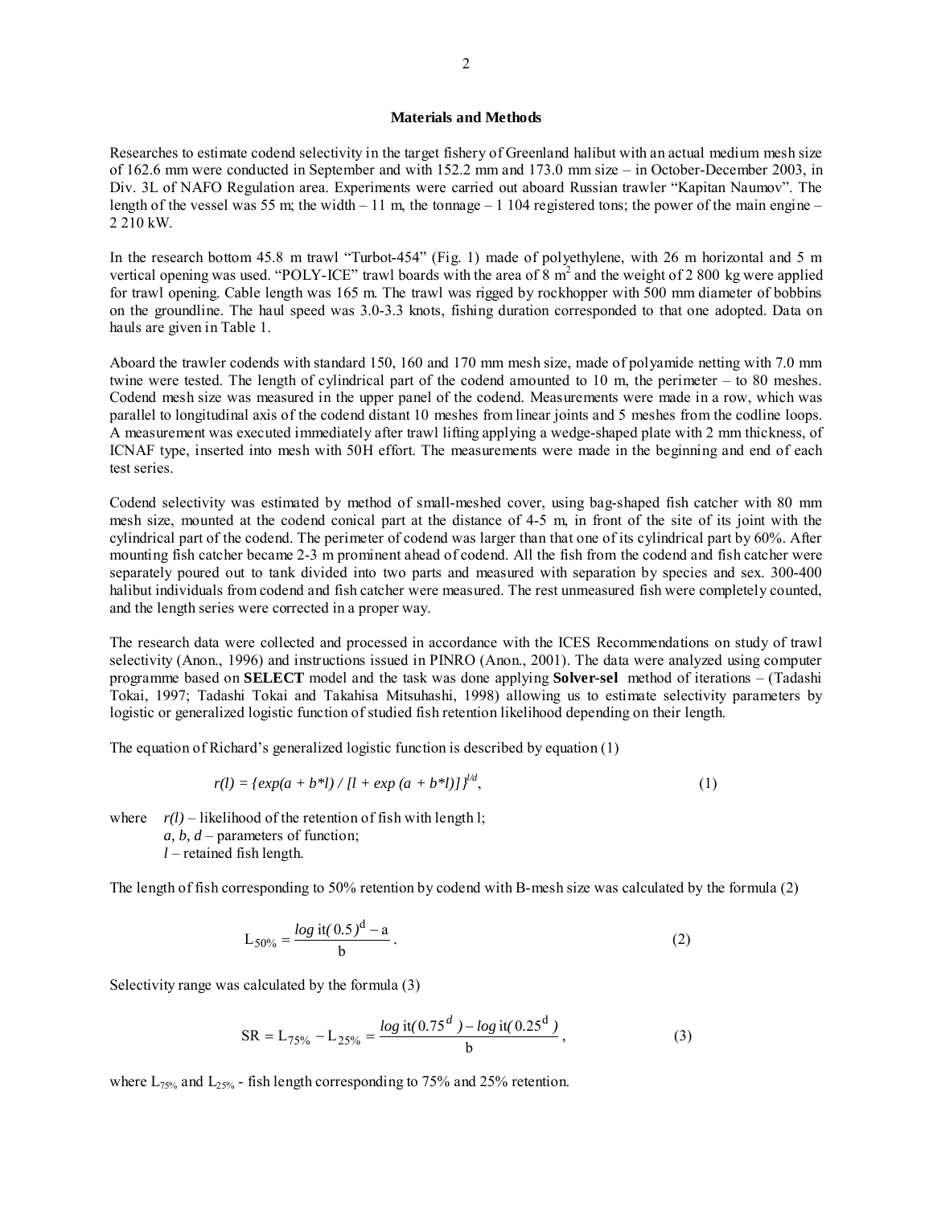**Materials and Methods**

Researches to estimate codend selectivity in the target fishery of Greenland halibut with an actual medium mesh size of 162.6 mm were conducted in September and with 152.2 mm and 173.0 mm size – in October-December 2003, in Div. 3L of NAFO Regulation area. Experiments were carried out aboard Russian trawler "Kapitan Naumov". The length of the vessel was 55 m; the width – 11 m, the tonnage – 1 104 registered tons; the power of the main engine – 2 210 kW.

In the research bottom 45.8 m trawl "Turbot-454" (Fig. 1) made of polyethylene, with 26 m horizontal and 5 m vertical opening was used. "POLY-ICE" trawl boards with the area of 8 $m^2$ and the weight of 2 800 kg were applied for trawl opening. Cable length was 165 m. The trawl was rigged by rockhopper with 500 mm diameter of bobbins on the groundline. The haul speed was 3.0-3.3 knots, fishing duration corresponded to that one adopted. Data on hauls are given in Table 1.

Aboard the trawler codends with standard 150, 160 and 170 mm mesh size, made of polyamide netting with 7.0 mm twine were tested. The length of cylindrical part of the codend amounted to 10 m, the perimeter – to 80 meshes. Codend mesh size was measured in the upper panel of the codend. Measurements were made in a row, which was parallel to longitudinal axis of the codend distant 10 meshes from linear joints and 5 meshes from the codline loops. A measurement was executed immediately after trawl lifting applying a wedge-shaped plate with 2 mm thickness, of ICNAF type, inserted into mesh with 50H effort. The measurements were made in the beginning and end of each test series.

Codend selectivity was estimated by method of small-meshed cover, using bag-shaped fish catcher with 80 mm mesh size, mounted at the codend conical part at the distance of 4-5 m, in front of the site of its joint with the cylindrical part of the codend. The perimeter of codend was larger than that one of its cylindrical part by 60%. After mounting fish catcher became 2-3 m prominent ahead of codend. All the fish from the codend and fish catcher were separately poured out to tank divided into two parts and measured with separation by species and sex. 300-400 halibut individuals from codend and fish catcher were measured. The rest unmeasured fish were completely counted, and the length series were corrected in a proper way.

The research data were collected and processed in accordance with the ICES Recommendations on study of trawl selectivity (Anon., 1996) and instructions issued in PINRO (Anon., 2001). The data were analyzed using computer programme based on **SELECT** model and the task was done applying **Solver-sel** method of iterations – (Tadashi Tokai, 1997; Tadashi Tokai and Takahisa Mitsuhashi, 1998) allowing us to estimate selectivity parameters by logistic or generalized logistic function of studied fish retention likelihood depending on their length.

The equation of Richard's generalized logistic function is described by equation (1)

$$r(l) = \{exp(a + b*l) / [1 + exp(a + b*l)]\}^{1/d}, \tag{1}$$

where $r(l)$ – likelihood of the retention of fish with length l;
*a, b, d* – parameters of function;
*l* – retained fish length.

The length of fish corresponding to 50% retention by codend with B-mesh size was calculated by the formula (2)

$$L_{50\%} = \frac{\log\text{it}(0.5)^{d} - a}{b}. \tag{2}$$

Selectivity range was calculated by the formula (3)

$$SR = L_{75\%} - L_{25\%} = \frac{\log\text{it}(0.75^{d}) - \log\text{it}(0.25^{d})}{b}, \tag{3}$$

where $L_{75\%}$ and $L_{25\%}$ - fish length corresponding to 75% and 25% retention.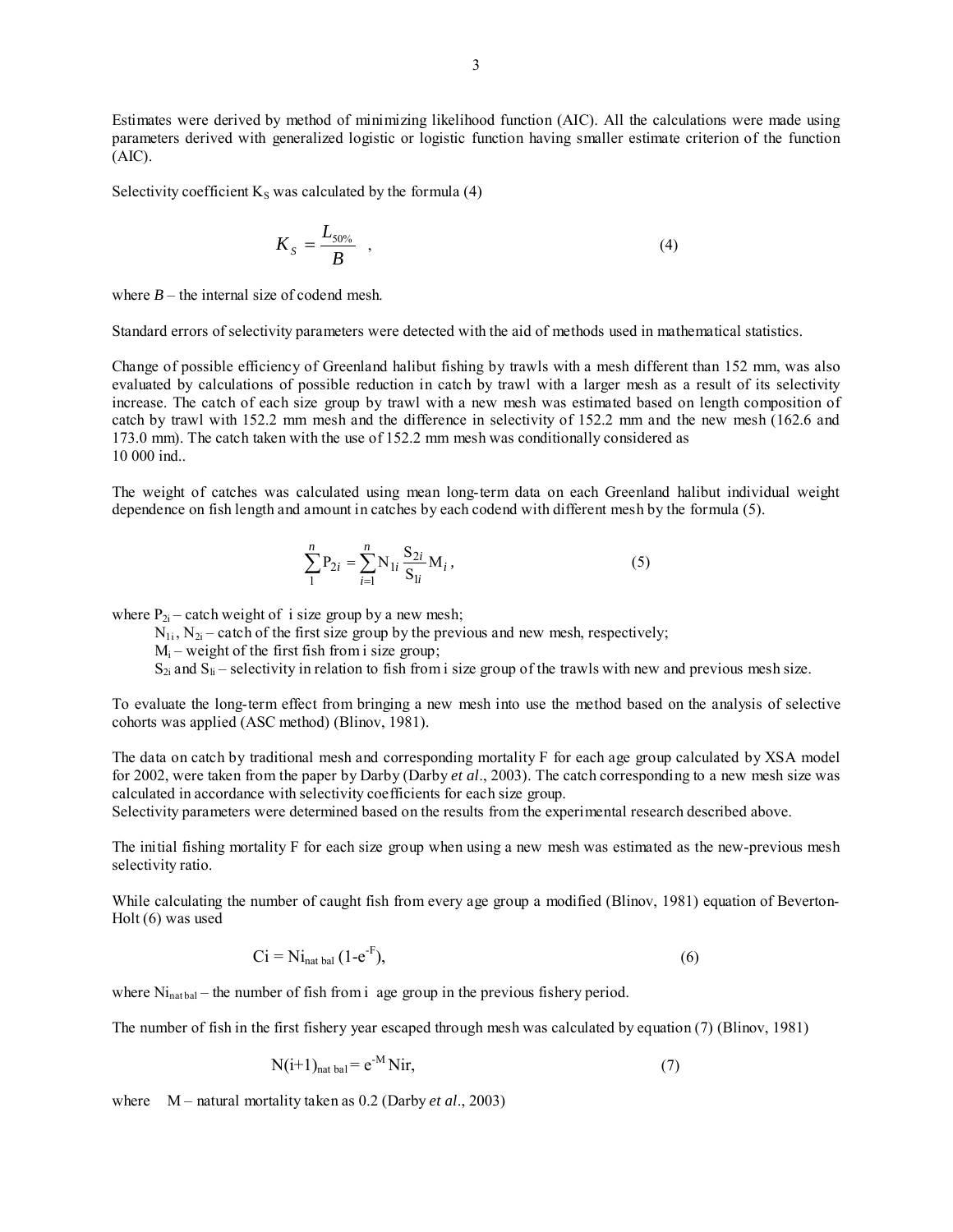Estimates were derived by method of minimizing likelihood function (AIC). All the calculations were made using parameters derived with generalized logistic or logistic function having smaller estimate criterion of the function (AIC).

Selectivity coefficient $K_S$ was calculated by the formula (4)

$$K_S = \frac{L_{50\%}}{B} \quad , \tag{4}$$

where $B$ – the internal size of codend mesh.

Standard errors of selectivity parameters were detected with the aid of methods used in mathematical statistics.

Change of possible efficiency of Greenland halibut fishing by trawls with a mesh different than 152 mm, was also evaluated by calculations of possible reduction in catch by trawl with a larger mesh as a result of its selectivity increase. The catch of each size group by trawl with a new mesh was estimated based on length composition of catch by trawl with 152.2 mm mesh and the difference in selectivity of 152.2 mm and the new mesh (162.6 and 173.0 mm). The catch taken with the use of 152.2 mm mesh was conditionally considered as 10 000 ind..

The weight of catches was calculated using mean long-term data on each Greenland halibut individual weight dependence on fish length and amount in catches by each codend with different mesh by the formula (5).

$$\sum_{1}^{n} P_{2i} = \sum_{i=1}^{n} N_{1i} \frac{S_{2i}}{S_{1i}} M_i \, , \tag{5}$$

where $P_{2i}$ – catch weight of i size group by a new mesh;

$N_{1i}$, $N_{2i}$ – catch of the first size group by the previous and new mesh, respectively;

$M_i$ – weight of the first fish from i size group;

$S_{2i}$ and $S_{1i}$ – selectivity in relation to fish from i size group of the trawls with new and previous mesh size.

To evaluate the long-term effect from bringing a new mesh into use the method based on the analysis of selective cohorts was applied (ASC method) (Blinov, 1981).

The data on catch by traditional mesh and corresponding mortality F for each age group calculated by XSA model for 2002, were taken from the paper by Darby (Darby *et al*., 2003). The catch corresponding to a new mesh size was calculated in accordance with selectivity coefficients for each size group.

Selectivity parameters were determined based on the results from the experimental research described above.

The initial fishing mortality F for each size group when using a new mesh was estimated as the new-previous mesh selectivity ratio.

While calculating the number of caught fish from every age group a modified (Blinov, 1981) equation of Beverton-Holt (6) was used

$$Ci = Ni_{nat\ bal} \,(1 - e^{-F}), \tag{6}$$

where $Ni_{nat\ bal}$ – the number of fish from i age group in the previous fishery period.

The number of fish in the first fishery year escaped through mesh was calculated by equation (7) (Blinov, 1981)

$$N(i+1)_{nat\ bal} = e^{-M} \, Nir, \tag{7}$$

where M – natural mortality taken as 0.2 (Darby *et al*., 2003)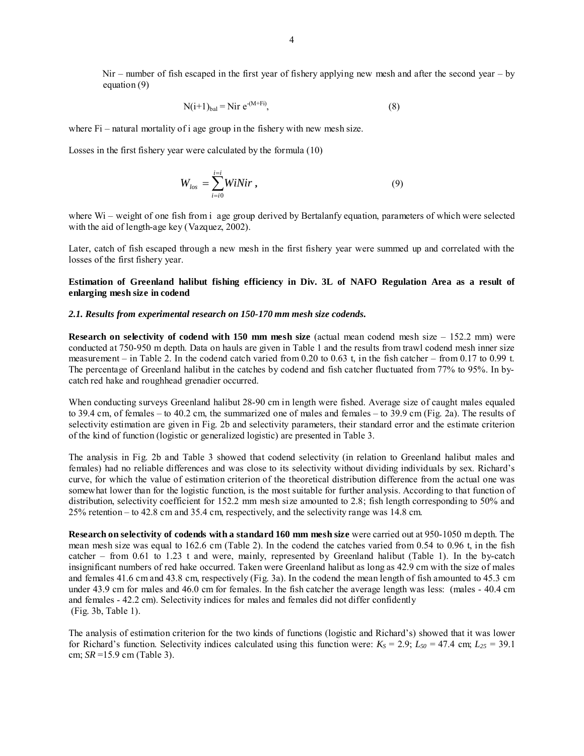Nir – number of fish escaped in the first year of fishery applying new mesh and after the second year – by equation (9)

$$N(i+1)_{bal} = Nir\ e^{-(M+Fi)}, \qquad (8)$$

where Fi – natural mortality of i age group in the fishery with new mesh size.

Losses in the first fishery year were calculated by the formula (10)

$$W_{los} = \sum_{i=i0}^{i=i} WiNir\ , \qquad (9)$$

where Wi – weight of one fish from i age group derived by Bertalanfy equation, parameters of which were selected with the aid of length-age key (Vazquez, 2002).

Later, catch of fish escaped through a new mesh in the first fishery year were summed up and correlated with the losses of the first fishery year.

**Estimation of Greenland halibut fishing efficiency in Div. 3L of NAFO Regulation Area as a result of enlarging mesh size in codend**

***2.1. Results from experimental research on 150-170 mm mesh size codends.***

**Research on selectivity of codend with 150 mm mesh size** (actual mean codend mesh size – 152.2 mm) were conducted at 750-950 m depth. Data on hauls are given in Table 1 and the results from trawl codend mesh inner size measurement – in Table 2. In the codend catch varied from 0.20 to 0.63 t, in the fish catcher – from 0.17 to 0.99 t. The percentage of Greenland halibut in the catches by codend and fish catcher fluctuated from 77% to 95%. In by-catch red hake and roughhead grenadier occurred.

When conducting surveys Greenland halibut 28-90 cm in length were fished. Average size of caught males equaled to 39.4 cm, of females – to 40.2 cm, the summarized one of males and females – to 39.9 cm (Fig. 2a). The results of selectivity estimation are given in Fig. 2b and selectivity parameters, their standard error and the estimate criterion of the kind of function (logistic or generalized logistic) are presented in Table 3.

The analysis in Fig. 2b and Table 3 showed that codend selectivity (in relation to Greenland halibut males and females) had no reliable differences and was close to its selectivity without dividing individuals by sex. Richard's curve, for which the value of estimation criterion of the theoretical distribution difference from the actual one was somewhat lower than for the logistic function, is the most suitable for further analysis. According to that function of distribution, selectivity coefficient for 152.2 mm mesh size amounted to 2.8; fish length corresponding to 50% and 25% retention – to 42.8 cm and 35.4 cm, respectively, and the selectivity range was 14.8 cm.

**Research on selectivity of codends with a standard 160 mm mesh size** were carried out at 950-1050 m depth. The mean mesh size was equal to 162.6 cm (Table 2). In the codend the catches varied from 0.54 to 0.96 t, in the fish catcher – from 0.61 to 1.23 t and were, mainly, represented by Greenland halibut (Table 1). In the by-catch insignificant numbers of red hake occurred. Taken were Greenland halibut as long as 42.9 cm with the size of males and females 41.6 cm and 43.8 cm, respectively (Fig. 3a). In the codend the mean length of fish amounted to 45.3 cm under 43.9 cm for males and 46.0 cm for females. In the fish catcher the average length was less: (males - 40.4 cm and females - 42.2 cm). Selectivity indices for males and females did not differ confidently (Fig. 3b, Table 1).

The analysis of estimation criterion for the two kinds of functions (logistic and Richard's) showed that it was lower for Richard's function. Selectivity indices calculated using this function were: $K_S$ = 2.9; $L_{50}$ = 47.4 cm; $L_{25}$ = 39.1 cm; $SR$ =15.9 cm (Table 3).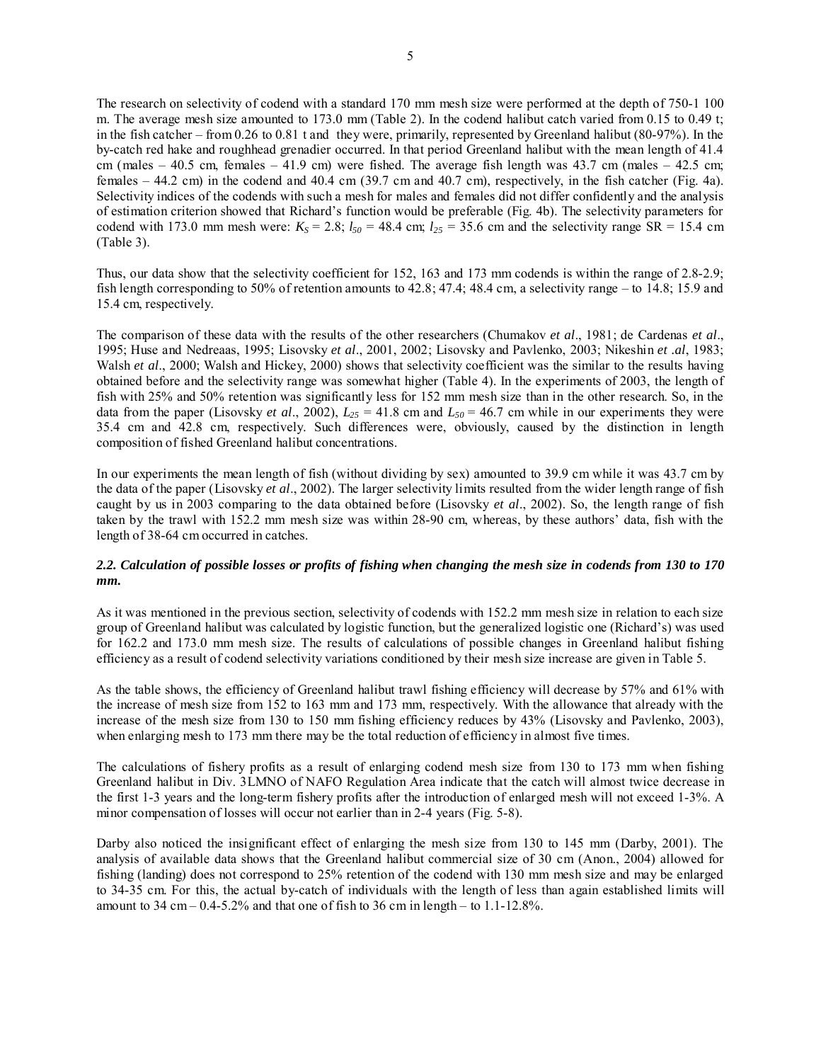The research on selectivity of codend with a standard 170 mm mesh size were performed at the depth of 750-1 100 m. The average mesh size amounted to 173.0 mm (Table 2). In the codend halibut catch varied from 0.15 to 0.49 t; in the fish catcher – from 0.26 to 0.81 t and they were, primarily, represented by Greenland halibut (80-97%). In the by-catch red hake and roughhead grenadier occurred. In that period Greenland halibut with the mean length of 41.4 cm (males – 40.5 cm, females – 41.9 cm) were fished. The average fish length was 43.7 cm (males – 42.5 cm; females – 44.2 cm) in the codend and 40.4 cm (39.7 cm and 40.7 cm), respectively, in the fish catcher (Fig. 4a). Selectivity indices of the codends with such a mesh for males and females did not differ confidently and the analysis of estimation criterion showed that Richard's function would be preferable (Fig. 4b). The selectivity parameters for codend with 173.0 mm mesh were: $K_S = 2.8$; $l_{50} = 48.4$ cm; $l_{25} = 35.6$ cm and the selectivity range SR = 15.4 cm (Table 3).

Thus, our data show that the selectivity coefficient for 152, 163 and 173 mm codends is within the range of 2.8-2.9; fish length corresponding to 50% of retention amounts to 42.8; 47.4; 48.4 cm, a selectivity range – to 14.8; 15.9 and 15.4 cm, respectively.

The comparison of these data with the results of the other researchers (Chumakov *et al*., 1981; de Cardenas *et al*., 1995; Huse and Nedreaas, 1995; Lisovsky *et al*., 2001, 2002; Lisovsky and Pavlenko, 2003; Nikeshin *et .al*, 1983; Walsh *et al*., 2000; Walsh and Hickey, 2000) shows that selectivity coefficient was the similar to the results having obtained before and the selectivity range was somewhat higher (Table 4). In the experiments of 2003, the length of fish with 25% and 50% retention was significantly less for 152 mm mesh size than in the other research. So, in the data from the paper (Lisovsky *et al*., 2002), $L_{25} = 41.8$ cm and $L_{50} = 46.7$ cm while in our experiments they were 35.4 cm and 42.8 cm, respectively. Such differences were, obviously, caused by the distinction in length composition of fished Greenland halibut concentrations.

In our experiments the mean length of fish (without dividing by sex) amounted to 39.9 cm while it was 43.7 cm by the data of the paper (Lisovsky *et al*., 2002). The larger selectivity limits resulted from the wider length range of fish caught by us in 2003 comparing to the data obtained before (Lisovsky *et al*., 2002). So, the length range of fish taken by the trawl with 152.2 mm mesh size was within 28-90 cm, whereas, by these authors' data, fish with the length of 38-64 cm occurred in catches.

### *2.2. Calculation of possible losses or profits of fishing when changing the mesh size in codends from 130 to 170 mm.*

As it was mentioned in the previous section, selectivity of codends with 152.2 mm mesh size in relation to each size group of Greenland halibut was calculated by logistic function, but the generalized logistic one (Richard's) was used for 162.2 and 173.0 mm mesh size. The results of calculations of possible changes in Greenland halibut fishing efficiency as a result of codend selectivity variations conditioned by their mesh size increase are given in Table 5.

As the table shows, the efficiency of Greenland halibut trawl fishing efficiency will decrease by 57% and 61% with the increase of mesh size from 152 to 163 mm and 173 mm, respectively. With the allowance that already with the increase of the mesh size from 130 to 150 mm fishing efficiency reduces by 43% (Lisovsky and Pavlenko, 2003), when enlarging mesh to 173 mm there may be the total reduction of efficiency in almost five times.

The calculations of fishery profits as a result of enlarging codend mesh size from 130 to 173 mm when fishing Greenland halibut in Div. 3LMNO of NAFO Regulation Area indicate that the catch will almost twice decrease in the first 1-3 years and the long-term fishery profits after the introduction of enlarged mesh will not exceed 1-3%. A minor compensation of losses will occur not earlier than in 2-4 years (Fig. 5-8).

Darby also noticed the insignificant effect of enlarging the mesh size from 130 to 145 mm (Darby, 2001). The analysis of available data shows that the Greenland halibut commercial size of 30 cm (Anon., 2004) allowed for fishing (landing) does not correspond to 25% retention of the codend with 130 mm mesh size and may be enlarged to 34-35 cm. For this, the actual by-catch of individuals with the length of less than again established limits will amount to 34 cm – 0.4-5.2% and that one of fish to 36 cm in length – to 1.1-12.8%.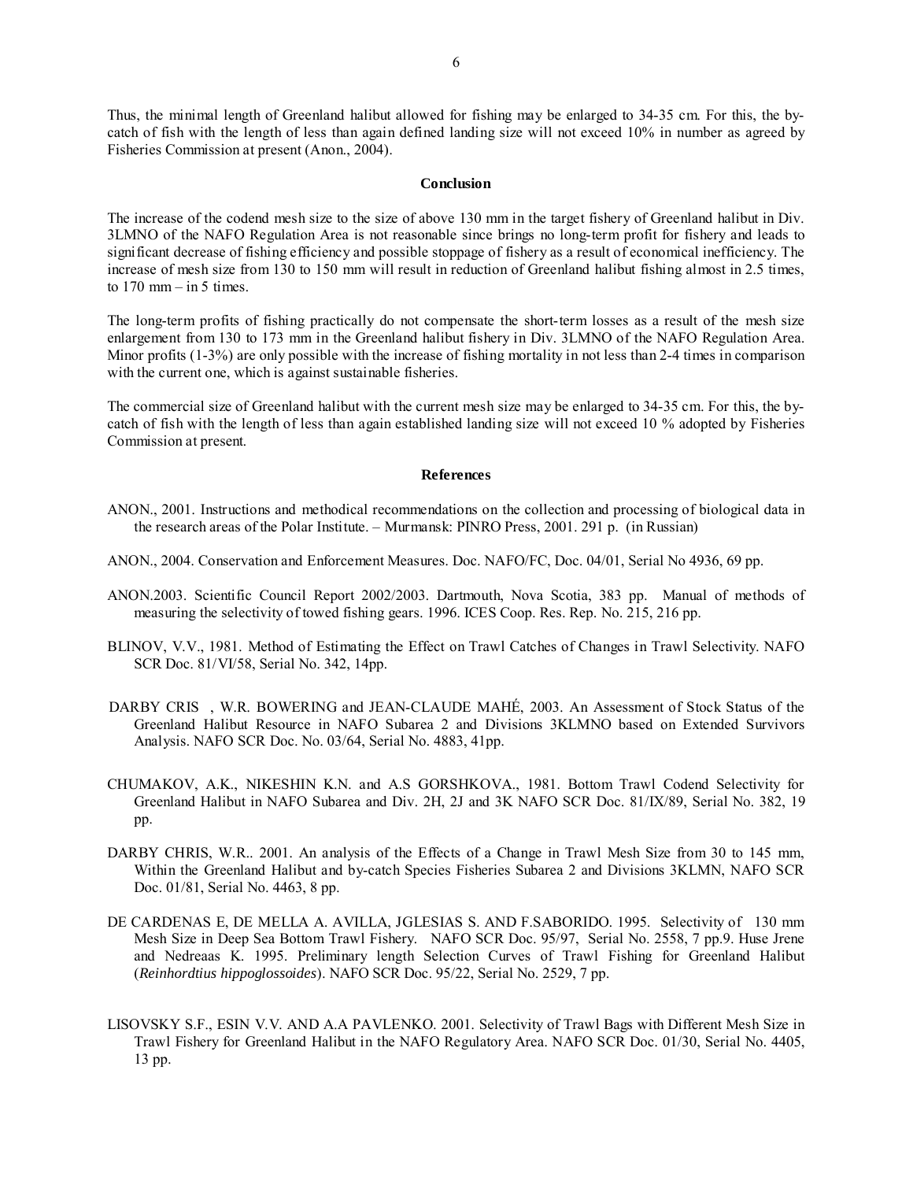Thus, the minimal length of Greenland halibut allowed for fishing may be enlarged to 34-35 cm. For this, the by-catch of fish with the length of less than again defined landing size will not exceed 10% in number as agreed by Fisheries Commission at present (Anon., 2004).

## Conclusion

The increase of the codend mesh size to the size of above 130 mm in the target fishery of Greenland halibut in Div. 3LMNO of the NAFO Regulation Area is not reasonable since brings no long-term profit for fishery and leads to significant decrease of fishing efficiency and possible stoppage of fishery as a result of economical inefficiency. The increase of mesh size from 130 to 150 mm will result in reduction of Greenland halibut fishing almost in 2.5 times, to 170 mm – in 5 times.

The long-term profits of fishing practically do not compensate the short-term losses as a result of the mesh size enlargement from 130 to 173 mm in the Greenland halibut fishery in Div. 3LMNO of the NAFO Regulation Area. Minor profits (1-3%) are only possible with the increase of fishing mortality in not less than 2-4 times in comparison with the current one, which is against sustainable fisheries.

The commercial size of Greenland halibut with the current mesh size may be enlarged to 34-35 cm. For this, the by-catch of fish with the length of less than again established landing size will not exceed 10 % adopted by Fisheries Commission at present.

## References

ANON., 2001. Instructions and methodical recommendations on the collection and processing of biological data in the research areas of the Polar Institute. – Murmansk: PINRO Press, 2001. 291 p. (in Russian)

ANON., 2004. Conservation and Enforcement Measures. Doc. NAFO/FC, Doc. 04/01, Serial No 4936, 69 pp.

ANON.2003. Scientific Council Report 2002/2003. Dartmouth, Nova Scotia, 383 pp. Manual of methods of measuring the selectivity of towed fishing gears. 1996. ICES Coop. Res. Rep. No. 215, 216 pp.

BLINOV, V.V., 1981. Method of Estimating the Effect on Trawl Catches of Changes in Trawl Selectivity. NAFO SCR Doc. 81/VI/58, Serial No. 342, 14pp.

DARBY CRIS , W.R. BOWERING and JEAN-CLAUDE MAHÉ, 2003. An Assessment of Stock Status of the Greenland Halibut Resource in NAFO Subarea 2 and Divisions 3KLMNO based on Extended Survivors Analysis. NAFO SCR Doc. No. 03/64, Serial No. 4883, 41pp.

CHUMAKOV, A.K., NIKESHIN K.N. and A.S GORSHKOVA., 1981. Bottom Trawl Codend Selectivity for Greenland Halibut in NAFO Subarea and Div. 2H, 2J and 3K NAFO SCR Doc. 81/IX/89, Serial No. 382, 19 pp.

DARBY CHRIS, W.R.. 2001. An analysis of the Effects of a Change in Trawl Mesh Size from 30 to 145 mm, Within the Greenland Halibut and by-catch Species Fisheries Subarea 2 and Divisions 3KLMN, NAFO SCR Doc. 01/81, Serial No. 4463, 8 pp.

DE CARDENAS E, DE MELLA A. AVILLA, JGLESIAS S. AND F.SABORIDO. 1995. Selectivity of 130 mm Mesh Size in Deep Sea Bottom Trawl Fishery. NAFO SCR Doc. 95/97, Serial No. 2558, 7 pp.9. Huse Jrene and Nedreaas K. 1995. Preliminary length Selection Curves of Trawl Fishing for Greenland Halibut (*Reinhordtius hippoglossoides*). NAFO SCR Doc. 95/22, Serial No. 2529, 7 pp.

LISOVSKY S.F., ESIN V.V. AND A.A PAVLENKO. 2001. Selectivity of Trawl Bags with Different Mesh Size in Trawl Fishery for Greenland Halibut in the NAFO Regulatory Area. NAFO SCR Doc. 01/30, Serial No. 4405, 13 pp.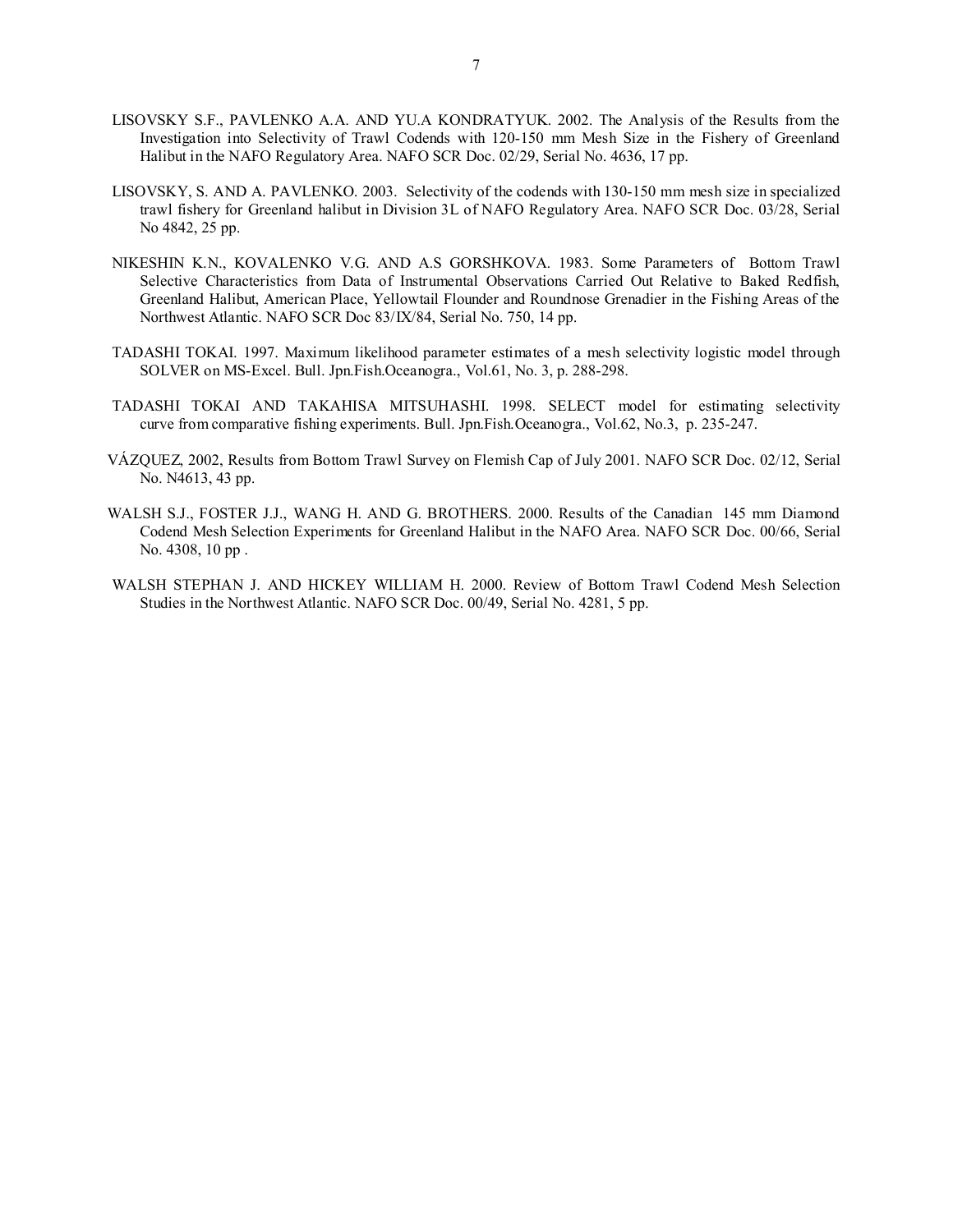LISOVSKY S.F., PAVLENKO A.A. AND YU.A KONDRATYUK. 2002. The Analysis of the Results from the Investigation into Selectivity of Trawl Codends with 120-150 mm Mesh Size in the Fishery of Greenland Halibut in the NAFO Regulatory Area. NAFO SCR Doc. 02/29, Serial No. 4636, 17 pp.

LISOVSKY, S. AND A. PAVLENKO. 2003. Selectivity of the codends with 130-150 mm mesh size in specialized trawl fishery for Greenland halibut in Division 3L of NAFO Regulatory Area. NAFO SCR Doc. 03/28, Serial No 4842, 25 pp.

NIKESHIN K.N., KOVALENKO V.G. AND A.S GORSHKOVA. 1983. Some Parameters of Bottom Trawl Selective Characteristics from Data of Instrumental Observations Carried Out Relative to Baked Redfish, Greenland Halibut, American Place, Yellowtail Flounder and Roundnose Grenadier in the Fishing Areas of the Northwest Atlantic. NAFO SCR Doc 83/IX/84, Serial No. 750, 14 pp.

TADASHI TOKAI. 1997. Maximum likelihood parameter estimates of a mesh selectivity logistic model through SOLVER on MS-Excel. Bull. Jpn.Fish.Oceanogra., Vol.61, No. 3, p. 288-298.

TADASHI TOKAI AND TAKAHISA MITSUHASHI. 1998. SELECT model for estimating selectivity curve from comparative fishing experiments. Bull. Jpn.Fish.Oceanogra., Vol.62, No.3, p. 235-247.

VÁZQUEZ, 2002, Results from Bottom Trawl Survey on Flemish Cap of July 2001. NAFO SCR Doc. 02/12, Serial No. N4613, 43 pp.

WALSH S.J., FOSTER J.J., WANG H. AND G. BROTHERS. 2000. Results of the Canadian 145 mm Diamond Codend Mesh Selection Experiments for Greenland Halibut in the NAFO Area. NAFO SCR Doc. 00/66, Serial No. 4308, 10 pp .

WALSH STEPHAN J. AND HICKEY WILLIAM H. 2000. Review of Bottom Trawl Codend Mesh Selection Studies in the Northwest Atlantic. NAFO SCR Doc. 00/49, Serial No. 4281, 5 pp.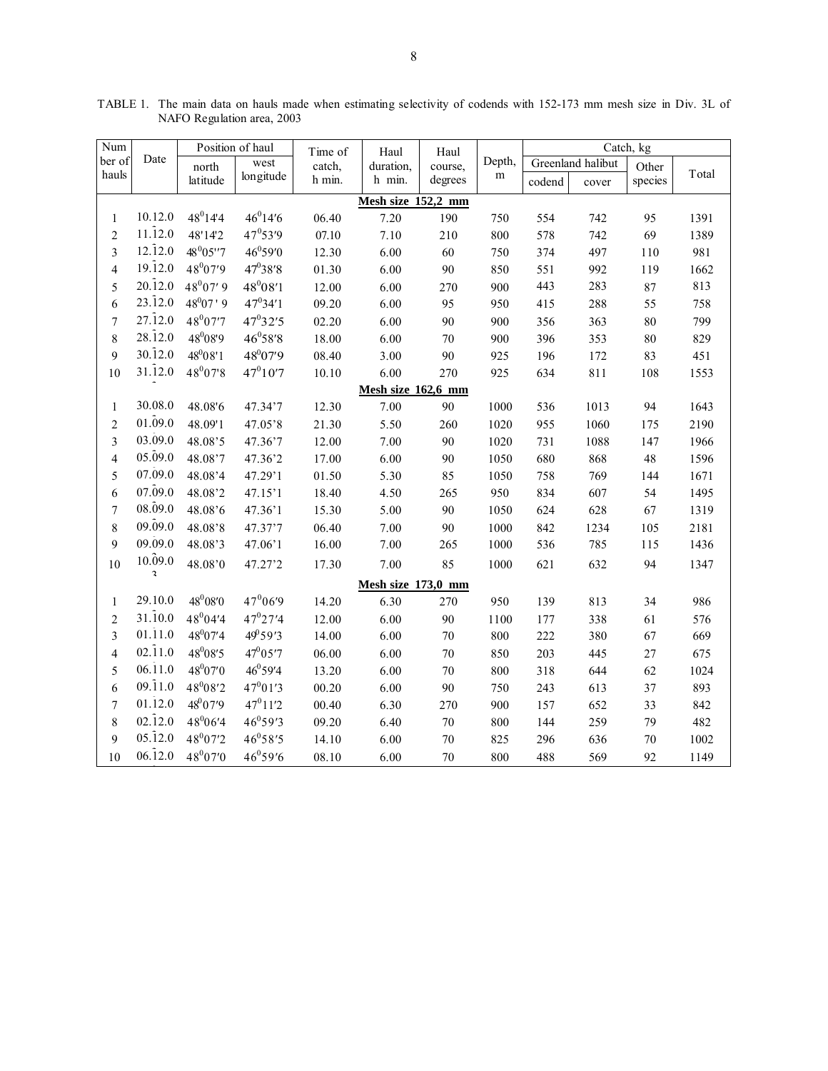TABLE 1. The main data on hauls made when estimating selectivity of codends with 152-173 mm mesh size in Div. 3L of NAFO Regulation area, 2003

| Number of hauls | Date | Position of haul | | Time of catch, h min. | Haul duration, h min. | Haul course, degrees | Depth, m | Catch, kg | | | |
|---|---|---|---|---|---|---|---|---|---|---|---|
| | | north latitude | west longitude | | | | | Greenland halibut | | Other species | Total |
| | | | | | | | | codend | cover | | |
| **Mesh size 152,2 mm** | | | | | | | | | | | |
| 1 | 10.12.0 | 48°14'4 | 46°14'6 | 06.40 | 7.20 | 190 | 750 | 554 | 742 | 95 | 1391 |
| 2 | 11.12.0 | 48'14'2 | 47°53'9 | 07.10 | 7.10 | 210 | 800 | 578 | 742 | 69 | 1389 |
| 3 | 12.12.0 | 48°05''7 | 46°59'0 | 12.30 | 6.00 | 60 | 750 | 374 | 497 | 110 | 981 |
| 4 | 19.12.0 | 48°07'9 | 47°38'8 | 01.30 | 6.00 | 90 | 850 | 551 | 992 | 119 | 1662 |
| 5 | 20.12.0 | 48°07' 9 | 48°08'1 | 12.00 | 6.00 | 270 | 900 | 443 | 283 | 87 | 813 |
| 6 | 23.12.0 | 48°07' 9 | 47°34'1 | 09.20 | 6.00 | 95 | 950 | 415 | 288 | 55 | 758 |
| 7 | 27.12.0 | 48°07'7 | 47°32'5 | 02.20 | 6.00 | 90 | 900 | 356 | 363 | 80 | 799 |
| 8 | 28.12.0 | 48°08'9 | 46°58'8 | 18.00 | 6.00 | 70 | 900 | 396 | 353 | 80 | 829 |
| 9 | 30.12.0 | 48°08'1 | 48°07'9 | 08.40 | 3.00 | 90 | 925 | 196 | 172 | 83 | 451 |
| 10 | 31.12.0 | 48°07'8 | 47°10'7 | 10.10 | 6.00 | 270 | 925 | 634 | 811 | 108 | 1553 |
| **Mesh size 162,6 mm** | | | | | | | | | | | |
| 1 | 30.08.0 | 48.08'6 | 47.34'7 | 12.30 | 7.00 | 90 | 1000 | 536 | 1013 | 94 | 1643 |
| 2 | 01.09.0 | 48.09'1 | 47.05'8 | 21.30 | 5.50 | 260 | 1020 | 955 | 1060 | 175 | 2190 |
| 3 | 03.09.0 | 48.08'5 | 47.36'7 | 12.00 | 7.00 | 90 | 1020 | 731 | 1088 | 147 | 1966 |
| 4 | 05.09.0 | 48.08'7 | 47.36'2 | 17.00 | 6.00 | 90 | 1050 | 680 | 868 | 48 | 1596 |
| 5 | 07.09.0 | 48.08'4 | 47.29'1 | 01.50 | 5.30 | 85 | 1050 | 758 | 769 | 144 | 1671 |
| 6 | 07.09.0 | 48.08'2 | 47.15'1 | 18.40 | 4.50 | 265 | 950 | 834 | 607 | 54 | 1495 |
| 7 | 08.09.0 | 48.08'6 | 47.36'1 | 15.30 | 5.00 | 90 | 1050 | 624 | 628 | 67 | 1319 |
| 8 | 09.09.0 | 48.08'8 | 47.37'7 | 06.40 | 7.00 | 90 | 1000 | 842 | 1234 | 105 | 2181 |
| 9 | 09.09.0 | 48.08'3 | 47.06'1 | 16.00 | 7.00 | 265 | 1000 | 536 | 785 | 115 | 1436 |
| 10 | 10.09.0 | 48.08'0 | 47.27'2 | 17.30 | 7.00 | 85 | 1000 | 621 | 632 | 94 | 1347 |
| **Mesh size 173,0 mm** | | | | | | | | | | | |
| 1 | 29.10.0 | 48°08'0 | 47°06'9 | 14.20 | 6.30 | 270 | 950 | 139 | 813 | 34 | 986 |
| 2 | 31.10.0 | 48°04'4 | 47°27'4 | 12.00 | 6.00 | 90 | 1100 | 177 | 338 | 61 | 576 |
| 3 | 01.11.0 | 48°07'4 | 49°59'3 | 14.00 | 6.00 | 70 | 800 | 222 | 380 | 67 | 669 |
| 4 | 02.11.0 | 48°08'5 | 47°05'7 | 06.00 | 6.00 | 70 | 850 | 203 | 445 | 27 | 675 |
| 5 | 06.11.0 | 48°07'0 | 46°59'4 | 13.20 | 6.00 | 70 | 800 | 318 | 644 | 62 | 1024 |
| 6 | 09.11.0 | 48°08'2 | 47°01'3 | 00.20 | 6.00 | 90 | 750 | 243 | 613 | 37 | 893 |
| 7 | 01.12.0 | 48°07'9 | 47°11'2 | 00.40 | 6.30 | 270 | 900 | 157 | 652 | 33 | 842 |
| 8 | 02.12.0 | 48°06'4 | 46°59'3 | 09.20 | 6.40 | 70 | 800 | 144 | 259 | 79 | 482 |
| 9 | 05.12.0 | 48°07'2 | 46°58'5 | 14.10 | 6.00 | 70 | 825 | 296 | 636 | 70 | 1002 |
| 10 | 06.12.0 | 48°07'0 | 46°59'6 | 08.10 | 6.00 | 70 | 800 | 488 | 569 | 92 | 1149 |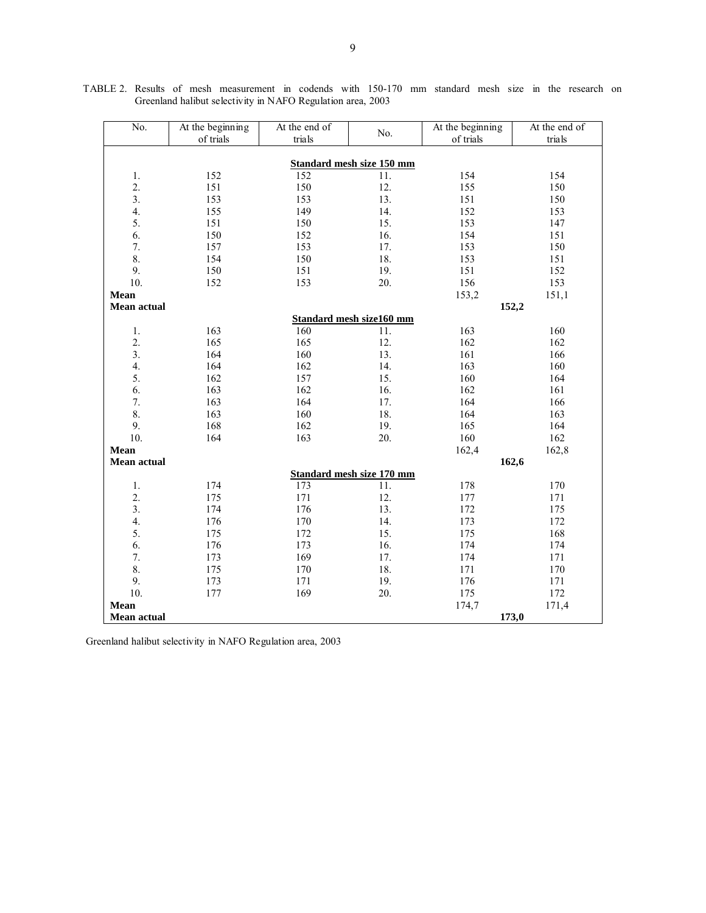TABLE 2. Results of mesh measurement in codends with 150-170 mm standard mesh size in the research on Greenland halibut selectivity in NAFO Regulation area, 2003

| No. | At the beginning of trials | At the end of trials | No. | At the beginning of trials | At the end of trials |
|---|---|---|---|---|---|
| | | | **Standard mesh size 150 mm** | | |
| 1. | 152 | 152 | 11. | 154 | 154 |
| 2. | 151 | 150 | 12. | 155 | 150 |
| 3. | 153 | 153 | 13. | 151 | 150 |
| 4. | 155 | 149 | 14. | 152 | 153 |
| 5. | 151 | 150 | 15. | 153 | 147 |
| 6. | 150 | 152 | 16. | 154 | 151 |
| 7. | 157 | 153 | 17. | 153 | 150 |
| 8. | 154 | 150 | 18. | 153 | 151 |
| 9. | 150 | 151 | 19. | 151 | 152 |
| 10. | 152 | 153 | 20. | 156 | 153 |
| **Mean** | | | | 153,2 | 151,1 |
| **Mean actual** | | | | **152,2** | |
| | | | **Standard mesh size160 mm** | | |
| 1. | 163 | 160 | 11. | 163 | 160 |
| 2. | 165 | 165 | 12. | 162 | 162 |
| 3. | 164 | 160 | 13. | 161 | 166 |
| 4. | 164 | 162 | 14. | 163 | 160 |
| 5. | 162 | 157 | 15. | 160 | 164 |
| 6. | 163 | 162 | 16. | 162 | 161 |
| 7. | 163 | 164 | 17. | 164 | 166 |
| 8. | 163 | 160 | 18. | 164 | 163 |
| 9. | 168 | 162 | 19. | 165 | 164 |
| 10. | 164 | 163 | 20. | 160 | 162 |
| **Mean** | | | | 162,4 | 162,8 |
| **Mean actual** | | | | **162,6** | |
| | | | **Standard mesh size 170 mm** | | |
| 1. | 174 | 173 | 11. | 178 | 170 |
| 2. | 175 | 171 | 12. | 177 | 171 |
| 3. | 174 | 176 | 13. | 172 | 175 |
| 4. | 176 | 170 | 14. | 173 | 172 |
| 5. | 175 | 172 | 15. | 175 | 168 |
| 6. | 176 | 173 | 16. | 174 | 174 |
| 7. | 173 | 169 | 17. | 174 | 171 |
| 8. | 175 | 170 | 18. | 171 | 170 |
| 9. | 173 | 171 | 19. | 176 | 171 |
| 10. | 177 | 169 | 20. | 175 | 172 |
| **Mean** | | | | 174,7 | 171,4 |
| **Mean actual** | | | | **173,0** | |

Greenland halibut selectivity in NAFO Regulation area, 2003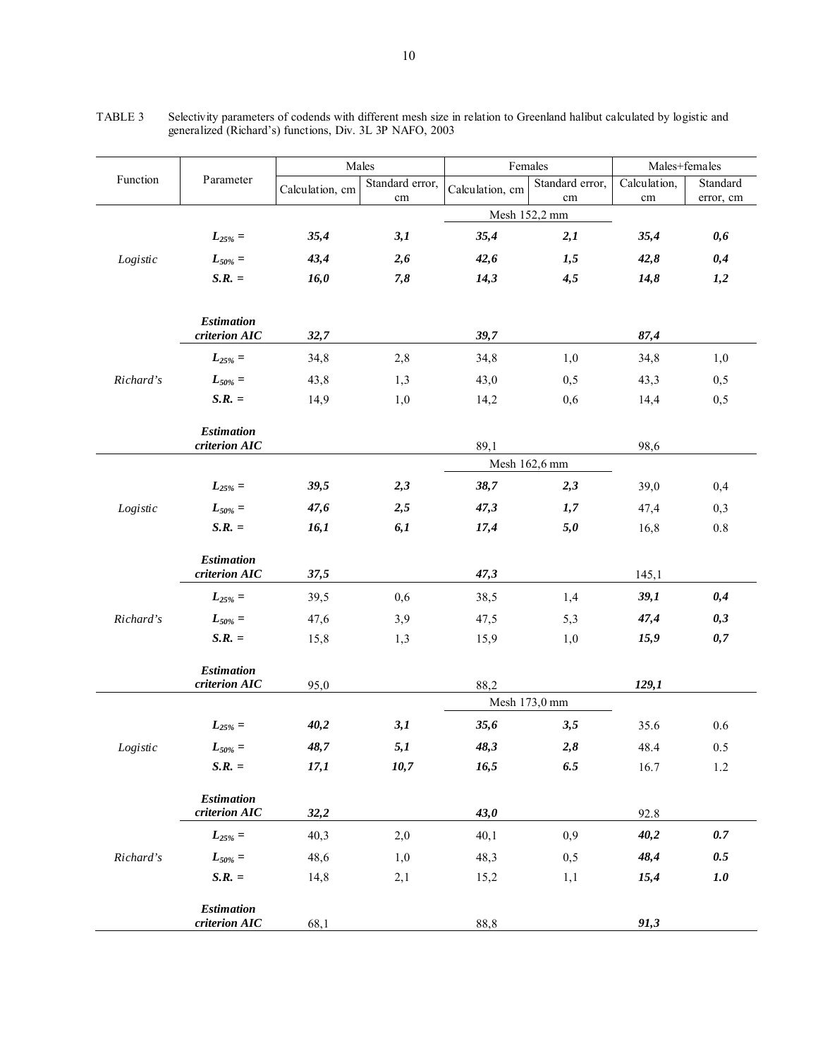TABLE 3 Selectivity parameters of codends with different mesh size in relation to Greenland halibut calculated by logistic and generalized (Richard's) functions, Div. 3L 3P NAFO, 2003

| Function | Parameter | Males | | Females | | Males+females | |
|---|---|---|---|---|---|---|---|
| | | Calculation, cm | Standard error, cm | Calculation, cm | Standard error, cm | Calculation, cm | Standard error, cm |
| | | | | Mesh 152,2 mm | | | |
| *Logistic* | $L_{25\%}$ = | ***35,4*** | ***3,1*** | ***35,4*** | ***2,1*** | ***35,4*** | ***0,6*** |
| | $L_{50\%}$ = | ***43,4*** | ***2,6*** | ***42,6*** | ***1,5*** | ***42,8*** | ***0,4*** |
| | ***S.R.*** = | ***16,0*** | ***7,8*** | ***14,3*** | ***4,5*** | ***14,8*** | ***1,2*** |
| | ***Estimation criterion AIC*** | ***32,7*** | | ***39,7*** | | ***87,4*** | |
| *Richard's* | $L_{25\%}$ = | 34,8 | 2,8 | 34,8 | 1,0 | 34,8 | 1,0 |
| | $L_{50\%}$ = | 43,8 | 1,3 | 43,0 | 0,5 | 43,3 | 0,5 |
| | ***S.R.*** = | 14,9 | 1,0 | 14,2 | 0,6 | 14,4 | 0,5 |
| | ***Estimation criterion AIC*** | | | 89,1 | | 98,6 | |
| | | | | Mesh 162,6 mm | | | |
| *Logistic* | $L_{25\%}$ = | ***39,5*** | ***2,3*** | ***38,7*** | ***2,3*** | 39,0 | 0,4 |
| | $L_{50\%}$ = | ***47,6*** | ***2,5*** | ***47,3*** | ***1,7*** | 47,4 | 0,3 |
| | ***S.R.*** = | ***16,1*** | ***6,1*** | ***17,4*** | ***5,0*** | 16,8 | 0.8 |
| | ***Estimation criterion AIC*** | ***37,5*** | | ***47,3*** | | 145,1 | |
| *Richard's* | $L_{25\%}$ = | 39,5 | 0,6 | 38,5 | 1,4 | ***39,1*** | ***0,4*** |
| | $L_{50\%}$ = | 47,6 | 3,9 | 47,5 | 5,3 | ***47,4*** | ***0,3*** |
| | ***S.R.*** = | 15,8 | 1,3 | 15,9 | 1,0 | ***15,9*** | ***0,7*** |
| | ***Estimation criterion AIC*** | 95,0 | | 88,2 | | ***129,1*** | |
| | | | | Mesh 173,0 mm | | | |
| *Logistic* | $L_{25\%}$ = | ***40,2*** | ***3,1*** | ***35,6*** | ***3,5*** | 35.6 | 0.6 |
| | $L_{50\%}$ = | ***48,7*** | ***5,1*** | ***48,3*** | ***2,8*** | 48.4 | 0.5 |
| | ***S.R.*** = | ***17,1*** | ***10,7*** | ***16,5*** | ***6.5*** | 16.7 | 1.2 |
| | ***Estimation criterion AIC*** | ***32,2*** | | ***43,0*** | | 92.8 | |
| *Richard's* | $L_{25\%}$ = | 40,3 | 2,0 | 40,1 | 0,9 | ***40,2*** | ***0.7*** |
| | $L_{50\%}$ = | 48,6 | 1,0 | 48,3 | 0,5 | ***48,4*** | ***0.5*** |
| | ***S.R.*** = | 14,8 | 2,1 | 15,2 | 1,1 | ***15,4*** | ***1.0*** |
| | ***Estimation criterion AIC*** | 68,1 | | 88,8 | | ***91,3*** | |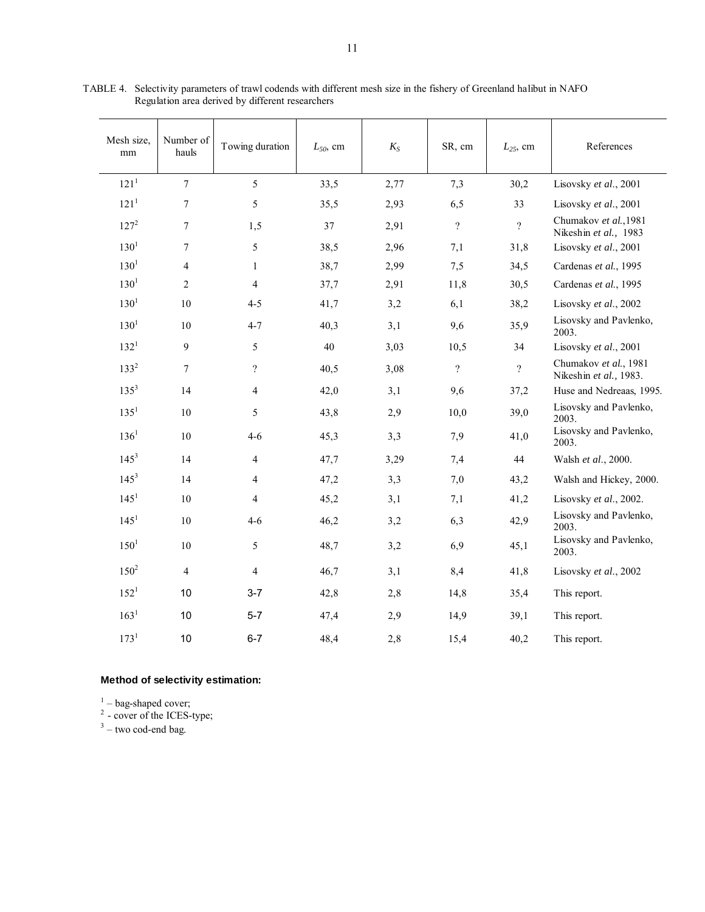TABLE 4. Selectivity parameters of trawl codends with different mesh size in the fishery of Greenland halibut in NAFO Regulation area derived by different researchers

| Mesh size, mm | Number of hauls | Towing duration | $L_{50}$, cm | $K_S$ | SR, cm | $L_{25}$, cm | References |
|---|---|---|---|---|---|---|---|
| 121[1] | 7 | 5 | 33,5 | 2,77 | 7,3 | 30,2 | Lisovsky *et al*., 2001 |
| 121[1] | 7 | 5 | 35,5 | 2,93 | 6,5 | 33 | Lisovsky *et al*., 2001 |
| 127[2] | 7 | 1,5 | 37 | 2,91 | ? | ? | Chumakov *et al.*,1981 Nikeshin *et al.,* 1983 |
| 130[1] | 7 | 5 | 38,5 | 2,96 | 7,1 | 31,8 | Lisovsky *et al*., 2001 |
| 130[1] | 4 | 1 | 38,7 | 2,99 | 7,5 | 34,5 | Cardenas *et al*., 1995 |
| 130[1] | 2 | 4 | 37,7 | 2,91 | 11,8 | 30,5 | Cardenas *et al*., 1995 |
| 130[1] | 10 | 4-5 | 41,7 | 3,2 | 6,1 | 38,2 | Lisovsky *et al*., 2002 |
| 130[1] | 10 | 4-7 | 40,3 | 3,1 | 9,6 | 35,9 | Lisovsky and Pavlenko, 2003. |
| 132[1] | 9 | 5 | 40 | 3,03 | 10,5 | 34 | Lisovsky *et al*., 2001 |
| 133[2] | 7 | ? | 40,5 | 3,08 | ? | ? | Chumakov *et al.*, 1981 Nikeshin *et al.,* 1983. |
| 135[3] | 14 | 4 | 42,0 | 3,1 | 9,6 | 37,2 | Huse and Nedreaas, 1995. |
| 135[1] | 10 | 5 | 43,8 | 2,9 | 10,0 | 39,0 | Lisovsky and Pavlenko, 2003. |
| 136[1] | 10 | 4-6 | 45,3 | 3,3 | 7,9 | 41,0 | Lisovsky and Pavlenko, 2003. |
| 145[3] | 14 | 4 | 47,7 | 3,29 | 7,4 | 44 | Walsh *et al*., 2000. |
| 145[3] | 14 | 4 | 47,2 | 3,3 | 7,0 | 43,2 | Walsh and Hickey, 2000. |
| 145[1] | 10 | 4 | 45,2 | 3,1 | 7,1 | 41,2 | Lisovsky *et al*., 2002. |
| 145[1] | 10 | 4-6 | 46,2 | 3,2 | 6,3 | 42,9 | Lisovsky and Pavlenko, 2003. |
| 150[1] | 10 | 5 | 48,7 | 3,2 | 6,9 | 45,1 | Lisovsky and Pavlenko, 2003. |
| 150[2] | 4 | 4 | 46,7 | 3,1 | 8,4 | 41,8 | Lisovsky *et al*., 2002 |
| 152[1] | 10 | 3-7 | 42,8 | 2,8 | 14,8 | 35,4 | This report. |
| 163[1] | 10 | 5-7 | 47,4 | 2,9 | 14,9 | 39,1 | This report. |
| 173[1] | 10 | 6-7 | 48,4 | 2,8 | 15,4 | 40,2 | This report. |

**Method of selectivity estimation:**

[1] – bag-shaped cover;
[2] - cover of the ICES-type;
[3] – two cod-end bag.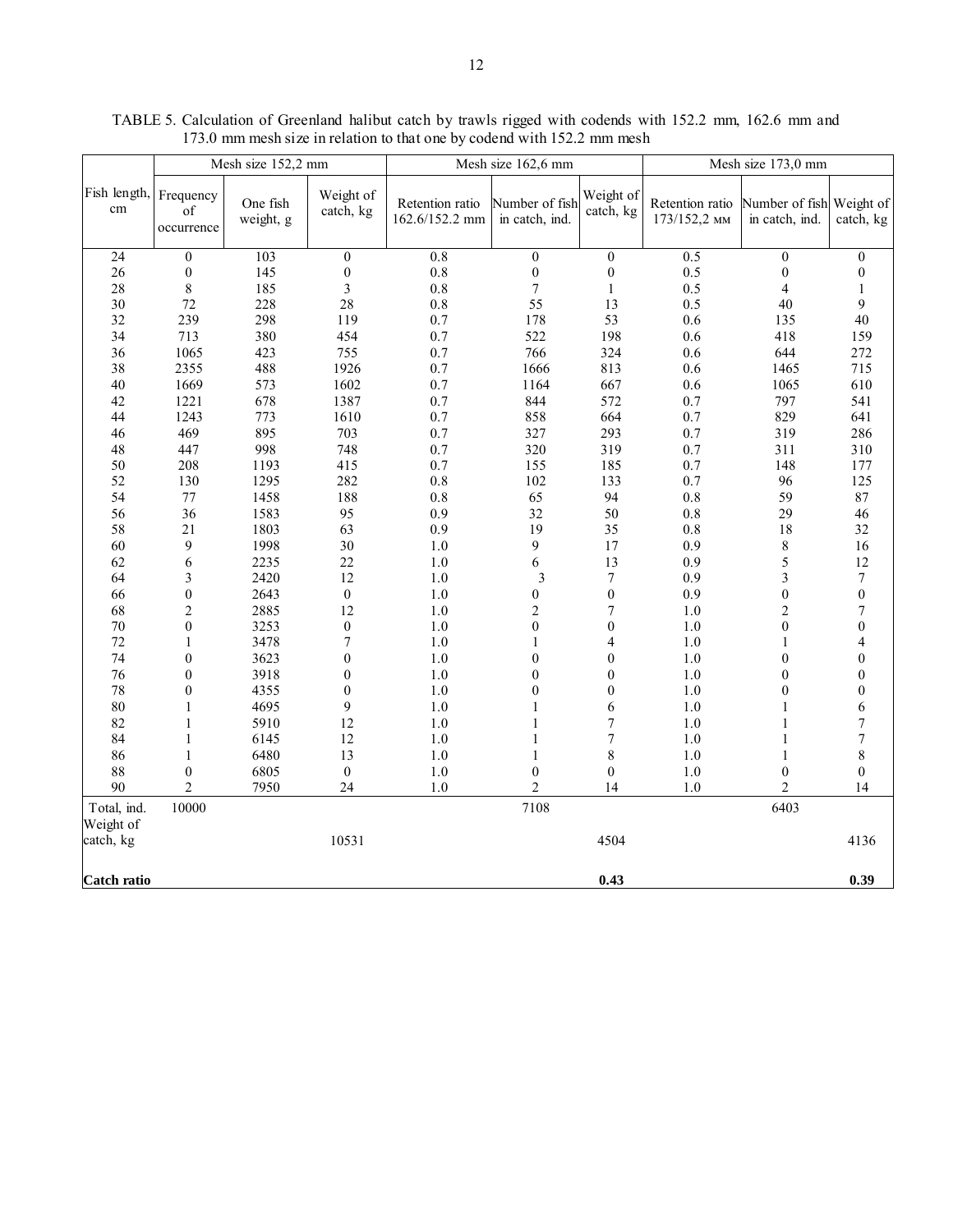TABLE 5. Calculation of Greenland halibut catch by trawls rigged with codends with 152.2 mm, 162.6 mm and 173.0 mm mesh size in relation to that one by codend with 152.2 mm mesh

| Fish length, cm | Mesh size 152,2 mm | | | Mesh size 162,6 mm | | | Mesh size 173,0 mm | | |
|---|---|---|---|---|---|---|---|---|---|
| | Frequency of occurrence | One fish weight, g | Weight of catch, kg | Retention ratio 162.6/152.2 mm | Number of fish in catch, ind. | Weight of catch, kg | Retention ratio 173/152,2 мм | Number of fish in catch, ind. | Weight of catch, kg |
| 24 | 0 | 103 | 0 | 0.8 | 0 | 0 | 0.5 | 0 | 0 |
| 26 | 0 | 145 | 0 | 0.8 | 0 | 0 | 0.5 | 0 | 0 |
| 28 | 8 | 185 | 3 | 0.8 | 7 | 1 | 0.5 | 4 | 1 |
| 30 | 72 | 228 | 28 | 0.8 | 55 | 13 | 0.5 | 40 | 9 |
| 32 | 239 | 298 | 119 | 0.7 | 178 | 53 | 0.6 | 135 | 40 |
| 34 | 713 | 380 | 454 | 0.7 | 522 | 198 | 0.6 | 418 | 159 |
| 36 | 1065 | 423 | 755 | 0.7 | 766 | 324 | 0.6 | 644 | 272 |
| 38 | 2355 | 488 | 1926 | 0.7 | 1666 | 813 | 0.6 | 1465 | 715 |
| 40 | 1669 | 573 | 1602 | 0.7 | 1164 | 667 | 0.6 | 1065 | 610 |
| 42 | 1221 | 678 | 1387 | 0.7 | 844 | 572 | 0.7 | 797 | 541 |
| 44 | 1243 | 773 | 1610 | 0.7 | 858 | 664 | 0.7 | 829 | 641 |
| 46 | 469 | 895 | 703 | 0.7 | 327 | 293 | 0.7 | 319 | 286 |
| 48 | 447 | 998 | 748 | 0.7 | 320 | 319 | 0.7 | 311 | 310 |
| 50 | 208 | 1193 | 415 | 0.7 | 155 | 185 | 0.7 | 148 | 177 |
| 52 | 130 | 1295 | 282 | 0.8 | 102 | 133 | 0.7 | 96 | 125 |
| 54 | 77 | 1458 | 188 | 0.8 | 65 | 94 | 0.8 | 59 | 87 |
| 56 | 36 | 1583 | 95 | 0.9 | 32 | 50 | 0.8 | 29 | 46 |
| 58 | 21 | 1803 | 63 | 0.9 | 19 | 35 | 0.8 | 18 | 32 |
| 60 | 9 | 1998 | 30 | 1.0 | 9 | 17 | 0.9 | 8 | 16 |
| 62 | 6 | 2235 | 22 | 1.0 | 6 | 13 | 0.9 | 5 | 12 |
| 64 | 3 | 2420 | 12 | 1.0 | 3 | 7 | 0.9 | 3 | 7 |
| 66 | 0 | 2643 | 0 | 1.0 | 0 | 0 | 0.9 | 0 | 0 |
| 68 | 2 | 2885 | 12 | 1.0 | 2 | 7 | 1.0 | 2 | 7 |
| 70 | 0 | 3253 | 0 | 1.0 | 0 | 0 | 1.0 | 0 | 0 |
| 72 | 1 | 3478 | 7 | 1.0 | 1 | 4 | 1.0 | 1 | 4 |
| 74 | 0 | 3623 | 0 | 1.0 | 0 | 0 | 1.0 | 0 | 0 |
| 76 | 0 | 3918 | 0 | 1.0 | 0 | 0 | 1.0 | 0 | 0 |
| 78 | 0 | 4355 | 0 | 1.0 | 0 | 0 | 1.0 | 0 | 0 |
| 80 | 1 | 4695 | 9 | 1.0 | 1 | 6 | 1.0 | 1 | 6 |
| 82 | 1 | 5910 | 12 | 1.0 | 1 | 7 | 1.0 | 1 | 7 |
| 84 | 1 | 6145 | 12 | 1.0 | 1 | 7 | 1.0 | 1 | 7 |
| 86 | 1 | 6480 | 13 | 1.0 | 1 | 8 | 1.0 | 1 | 8 |
| 88 | 0 | 6805 | 0 | 1.0 | 0 | 0 | 1.0 | 0 | 0 |
| 90 | 2 | 7950 | 24 | 1.0 | 2 | 14 | 1.0 | 2 | 14 |
| Total, ind. | 10000 | | | | 7108 | | | 6403 | |
| Weight of catch, kg | | | 10531 | | | 4504 | | | 4136 |
| **Catch ratio** | | | | | | **0.43** | | | **0.39** |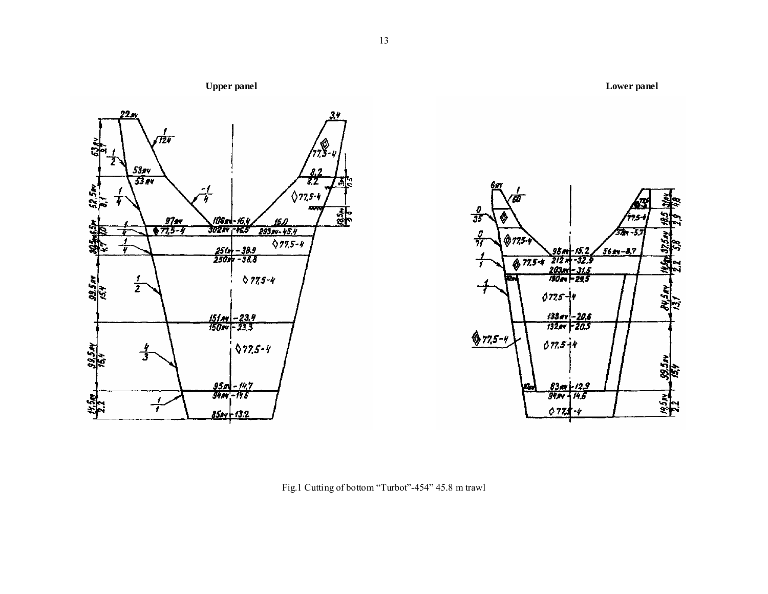**Upper panel**

**Lower panel**

22яч

3,4

1/124

1/2

53яч

53яч

8,2

8,2

-1/4

1/4

97яч

106яч-16,4

15,0

302яч-46,5

293яч-45,4

77,5-4

251яч-38,9

250яч-38,8

1/2

151яч-23,4

150яч-23,3

4/3

95яч-14,7

94яч-14,6

1/1

85яч-13,2

6яч

1/60

0/35

0/71

1/1

98яч-15,2

56яч-8,7

212яч-32,9

203яч-31,5

190яч-29,5

133яч-20,6

132яч-20,5

83яч-12,9

94яч-14,6

77,5-4

Fig.1 Cutting of bottom "Turbot"-454" 45.8 m trawl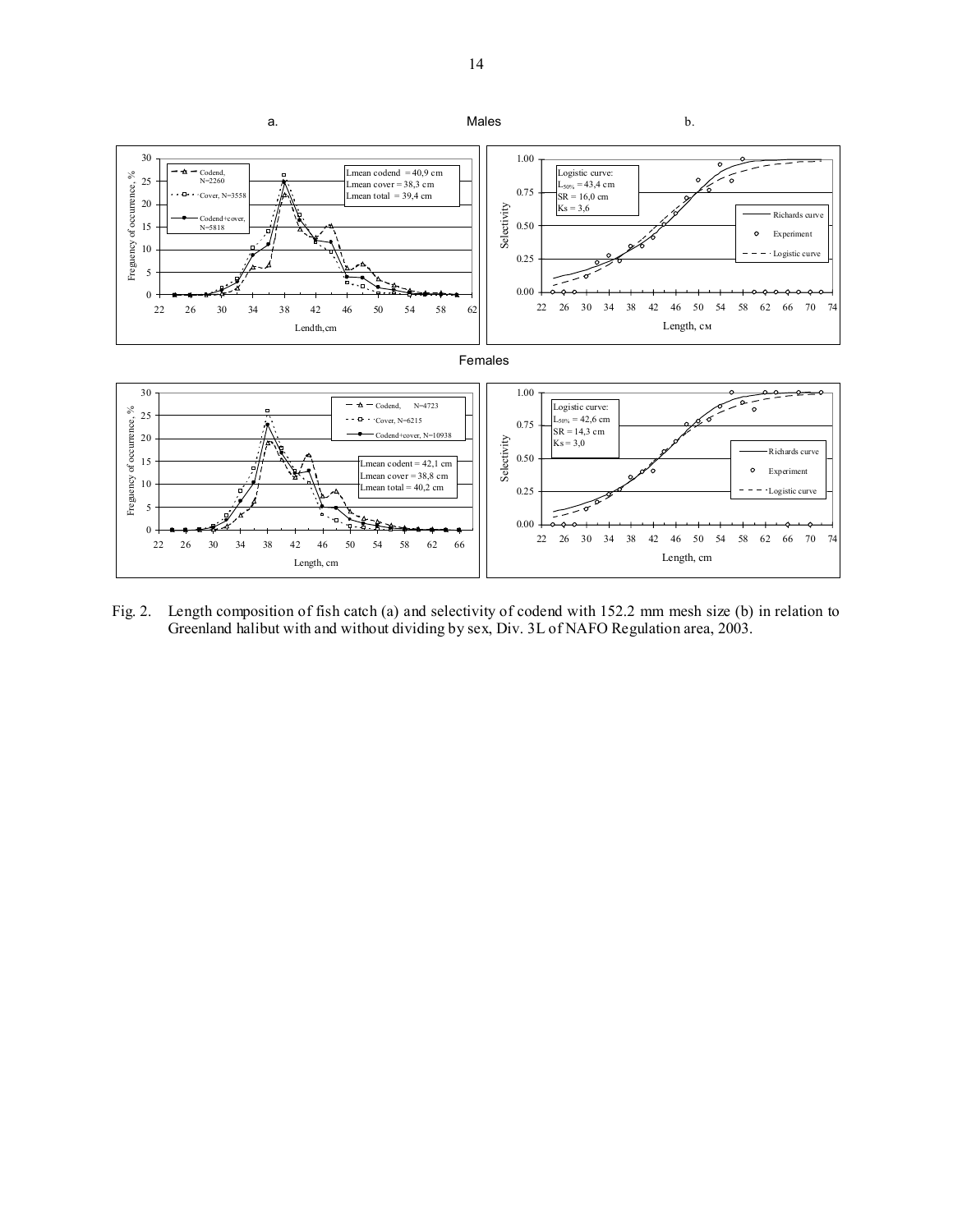a. Males b.

Frequency of occurrence, %

Codend, N=2260

Cover, N=3558

Codend+cover, N=5818

Lmean codend = 40,9 cm
Lmean cover = 38,3 cm
Lmean total = 39,4 cm

Lendth,cm

Selectivity

Logistic curve:
$L_{50\%}$ = 43,4 cm
SR = 16,0 cm
Ks = 3,6

Richards curve

Experiment

Logistic curve

Length, см

Females

Frequency of occurrence, %

Codend, N=4723

Cover, N=6215

Codend+cover, N=10938

Lmean codent = 42,1 cm
Lmean cover = 38,8 cm
Lmean total = 40,2 cm

Length, cm

Selectivity

Logistic curve:
$L_{50\%}$ = 42,6 cm
SR = 14,3 cm
Ks = 3,0

Richards curve

Experiment

Logistic curve

Length, cm

Fig. 2. Length composition of fish catch (a) and selectivity of codend with 152.2 mm mesh size (b) in relation to Greenland halibut with and without dividing by sex, Div. 3L of NAFO Regulation area, 2003.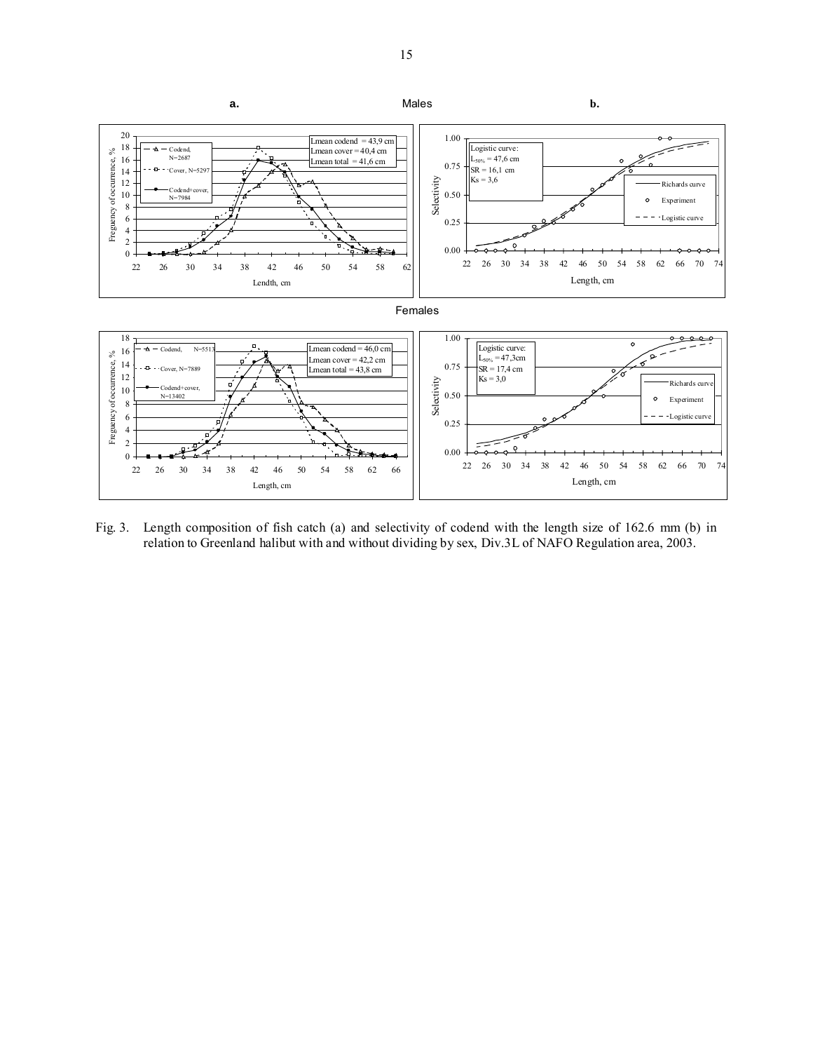a.

Males

b.

Lmean codend = 43,9 cm
Lmean cover = 40,4 cm
Lmean total = 41,6 cm

Codend, N=2687

Cover, N=5297

Codend+cover, N=7984

Freguency of occurrence, %

Lendth, cm

Logistic curve:
$L_{50\%}$ = 47,6 cm
SR = 16,1 cm
Ks = 3,6

Richards curve

Experiment

Logistic curve

Selectivity

Length, cm

Females

Codend, N=5513

Cover, N=7889

Codend+cover, N=13402

Lmean codend = 46,0 cm
Lmean cover = 42,2 cm
Lmean total = 43,8 cm

Frequency of occurrence, %

Length, cm

Logistic curve:
$L_{50\%}$ = 47,3cm
SR = 17,4 cm
Ks = 3,0

Richards curve

Experiment

Logistic curve

Selectivity

Length, cm

Fig. 3. Length composition of fish catch (a) and selectivity of codend with the length size of 162.6 mm (b) in relation to Greenland halibut with and without dividing by sex, Div.3L of NAFO Regulation area, 2003.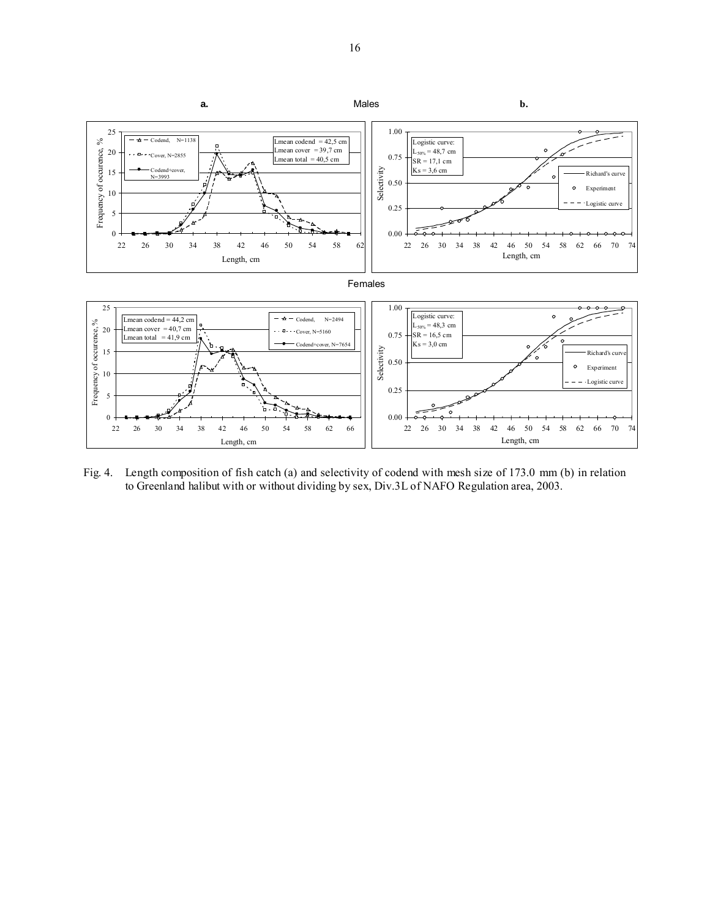a.

Males

b.

Codend, N=1138

Cover, N=2855

Codend+cover, N=3993

Lmean codend = 42,5 cm
Lmean cover = 39,7 cm
Lmean total = 40,5 cm

Frequency of occurence, %

Length, cm

Logistic curve:
$L_{50\%}$ = 48,7 cm
SR = 17,1 cm
Ks = 3,6 cm

Richard's curve

Experiment

Logistic curve

Selectivity

Length, cm

Females

Lmean codend = 44,2 cm
Lmean cover = 40,7 cm
Lmean total = 41,9 cm

Codend, N=2494

Cover, N=5160

Codend+cover, N=7654

Frequency of occurence, %

Length, cm

Logistic curve:
$L_{50\%}$ = 48,3 cm
SR = 16,5 cm
Ks = 3,0 cm

Richard's curve

Experiment

Logistic curve

Selectivity

Length, cm

Fig. 4. Length composition of fish catch (a) and selectivity of codend with mesh size of 173.0 mm (b) in relation to Greenland halibut with or without dividing by sex, Div.3L of NAFO Regulation area, 2003.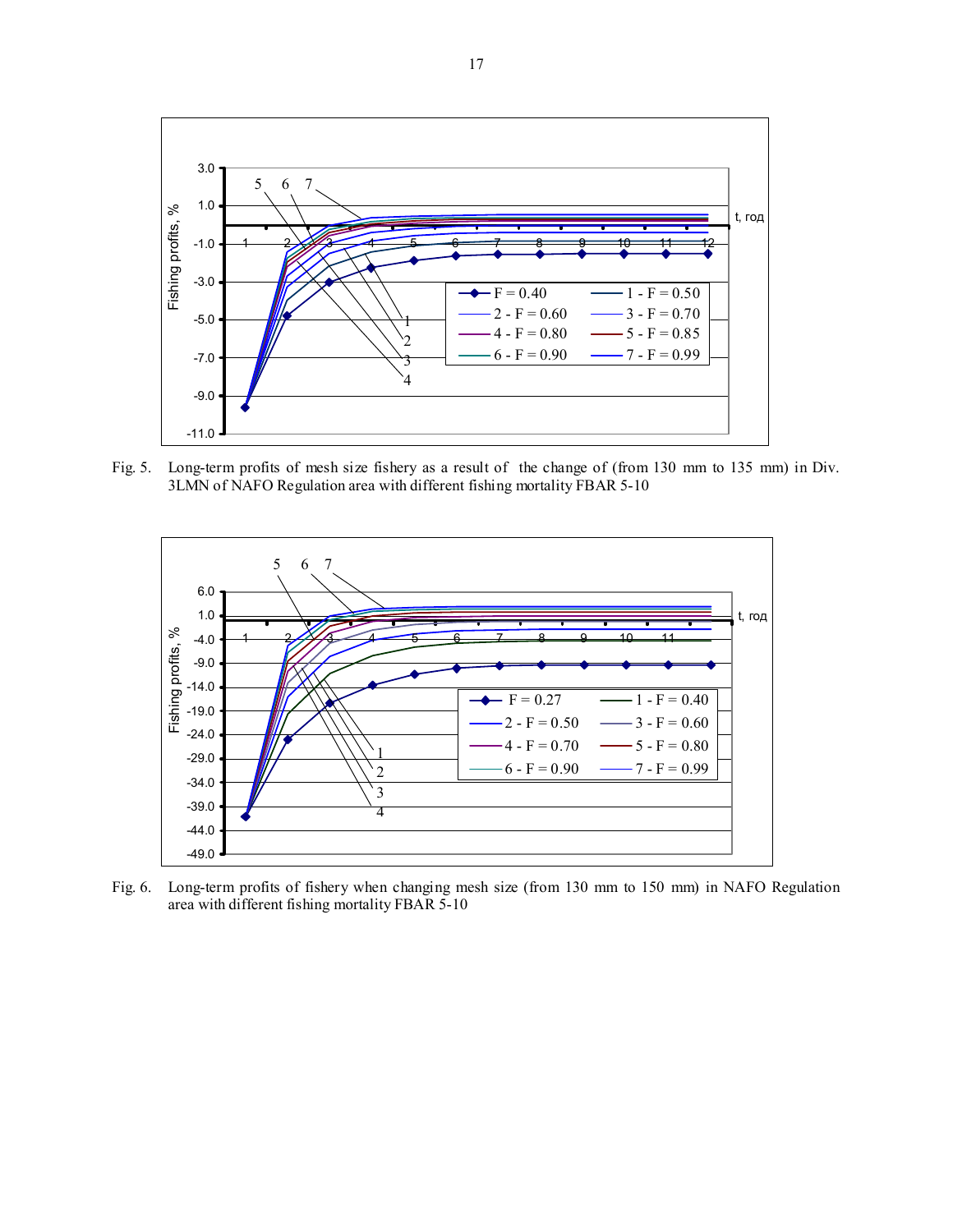3.0

1.0

-1.0

-3.0

-5.0

-7.0

-9.0

-11.0

Fishing profits, %

t, год

1 2 3 4 5 6 7 8 9 10 11 12

5 6 7

1 2 3 4

F = 0.40
1 - F = 0.50
2 - F = 0.60
3 - F = 0.70
4 - F = 0.80
5 - F = 0.85
6 - F = 0.90
7 - F = 0.99

Fig. 5. Long-term profits of mesh size fishery as a result of the change of (from 130 mm to 135 mm) in Div. 3LMN of NAFO Regulation area with different fishing mortality FBAR 5-10

6.0

1.0

-4.0

-9.0

-14.0

-19.0

-24.0

-29.0

-34.0

-39.0

-44.0

-49.0

Fishing profits, %

t, год

1 2 3 4 5 6 7 8 9 10 11

5 6 7

1 2 3 4

F = 0.27
1 - F = 0.40
2 - F = 0.50
3 - F = 0.60
4 - F = 0.70
5 - F = 0.80
6 - F = 0.90
7 - F = 0.99

Fig. 6. Long-term profits of fishery when changing mesh size (from 130 mm to 150 mm) in NAFO Regulation area with different fishing mortality FBAR 5-10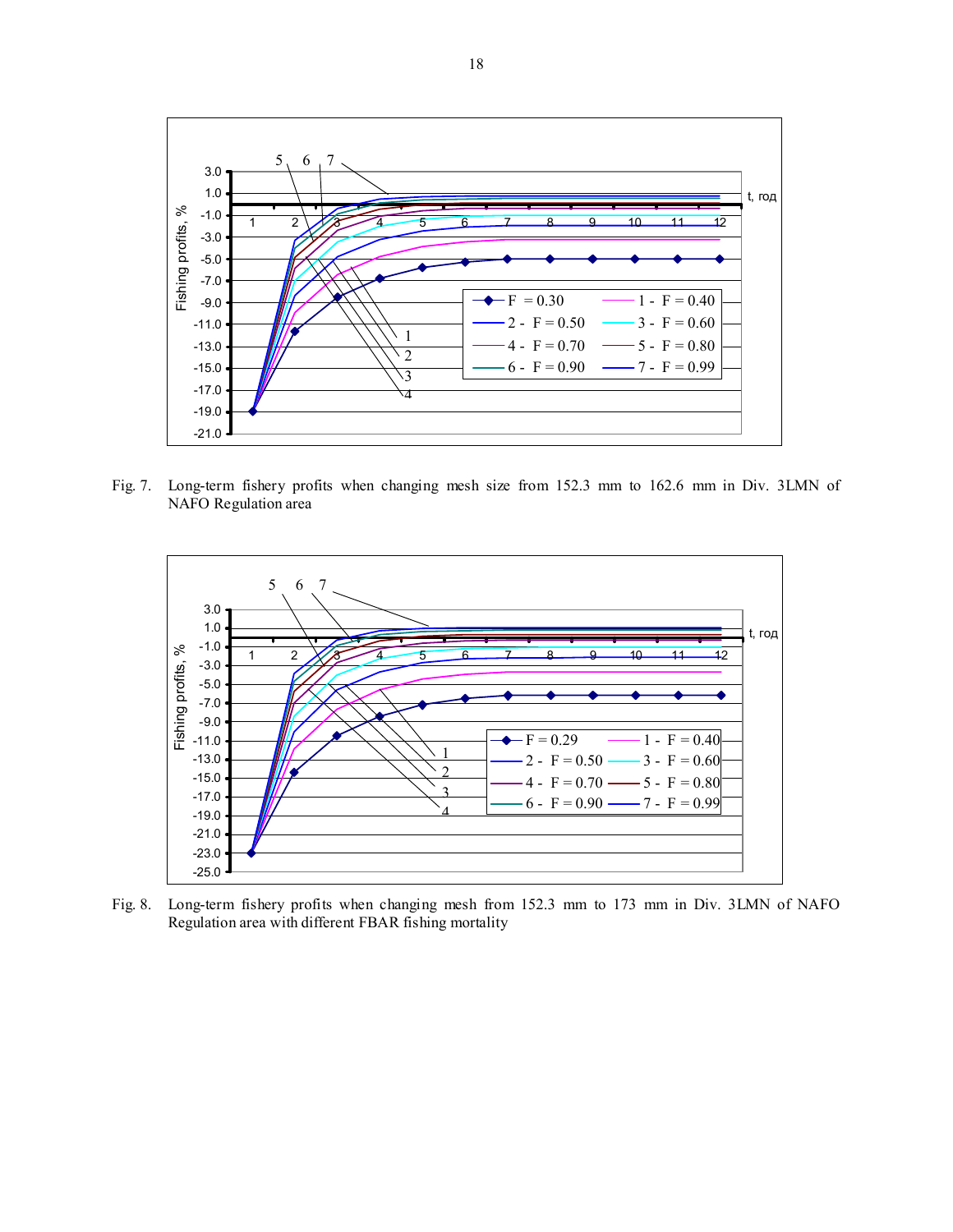5 6 7

3.0
1.0
-1.0
-3.0
-5.0
-7.0
-9.0
-11.0
-13.0
-15.0
-17.0
-19.0
-21.0

Fishing profits, %

t, год

1 2 3 4 5 6 7 8 9 10 11 12

F = 0.30
1 - F = 0.40
2 - F = 0.50
3 - F = 0.60
4 - F = 0.70
5 - F = 0.80
6 - F = 0.90
7 - F = 0.99

1
2
3
4

Fig. 7. Long-term fishery profits when changing mesh size from 152.3 mm to 162.6 mm in Div. 3LMN of NAFO Regulation area

5 6 7

3.0
1.0
-1.0
-3.0
-5.0
-7.0
-9.0
-11.0
-13.0
-15.0
-17.0
-19.0
-21.0
-23.0
-25.0

Fishing profits, %

t, год

1 2 3 4 5 6 7 8 9 10 11 12

F = 0.29
1 - F = 0.40
2 - F = 0.50
3 - F = 0.60
4 - F = 0.70
5 - F = 0.80
6 - F = 0.90
7 - F = 0.99

1
2
3
4

Fig. 8. Long-term fishery profits when changing mesh from 152.3 mm to 173 mm in Div. 3LMN of NAFO Regulation area with different FBAR fishing mortality